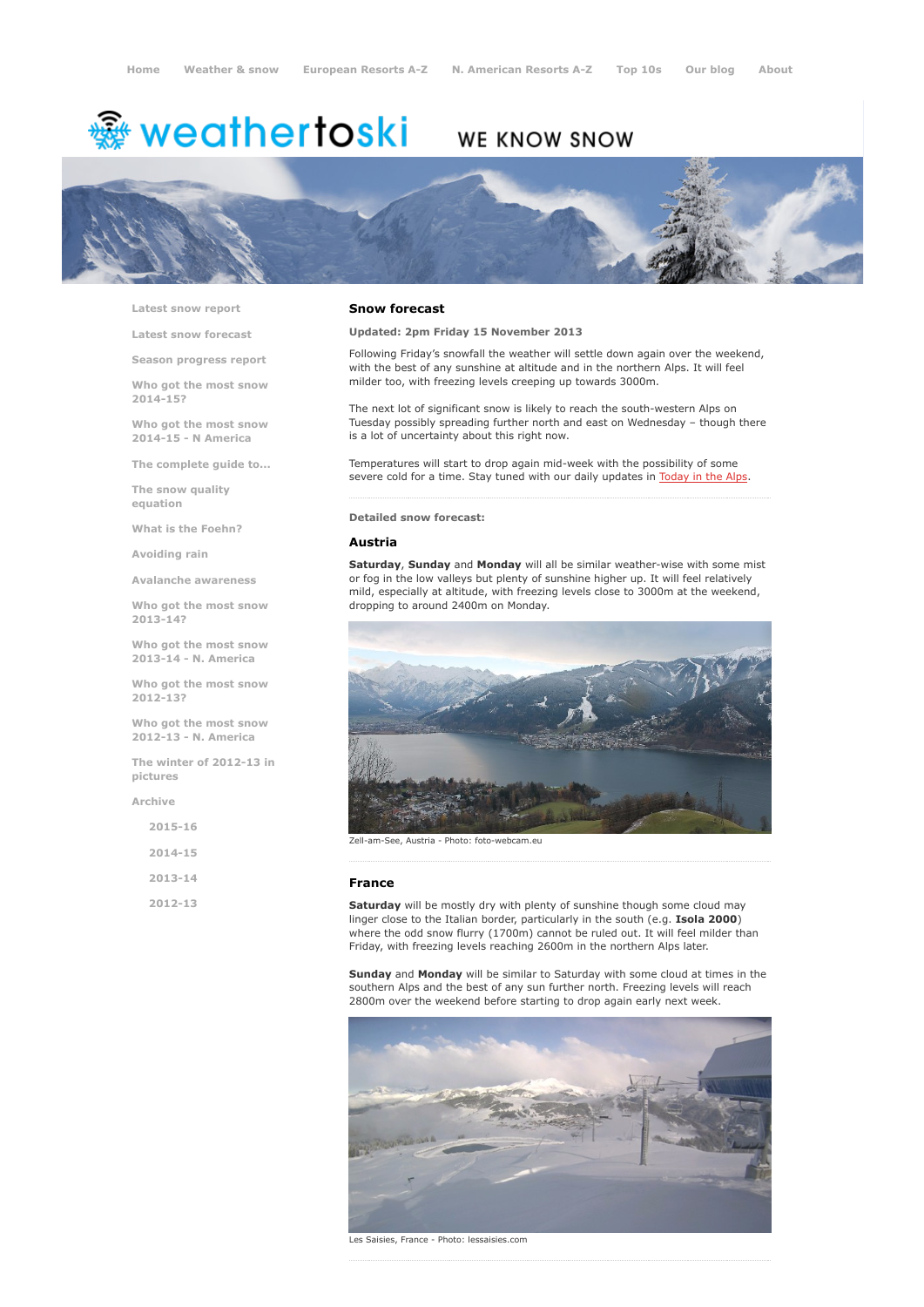Home | Weather & snow | European Resorts A-Z | N. American Resorts A-Z | Top 10s | Our blog | About

weathertoski WE KNOW SNOW

- Latest snow report
- Latest snow forecast
- Season progress report
- Who got the most snow 2014-15?
- Who got the most snow 2014-15 - N America
- The complete guide to...
- The snow quality equation
- What is the Foehn?
- Avoiding rain
- Avalanche awareness
- Who got the most snow 2013-14?
- Who got the most snow 2013-14 - N. America
- Who got the most snow 2012-13?
- Who got the most snow 2012-13 - N. America
- The winter of 2012-13 in pictures
- Archive
  - 2015-16
  - 2014-15
  - 2013-14
  - 2012-13

## Snow forecast

**Updated: 2pm Friday 15 November 2013**

Following Friday's snowfall the weather will settle down again over the weekend, with the best of any sunshine at altitude and in the northern Alps. It will feel milder too, with freezing levels creeping up towards 3000m.

The next lot of significant snow is likely to reach the south-western Alps on Tuesday possibly spreading further north and east on Wednesday – though there is a lot of uncertainty about this right now.

Temperatures will start to drop again mid-week with the possibility of some severe cold for a time. Stay tuned with our daily updates in Today in the Alps.

**Detailed snow forecast:**

### Austria

**Saturday**, **Sunday** and **Monday** will all be similar weather-wise with some mist or fog in the low valleys but plenty of sunshine higher up. It will feel relatively mild, especially at altitude, with freezing levels close to 3000m at the weekend, dropping to around 2400m on Monday.

Zell-am-See, Austria - Photo: foto-webcam.eu

### France

**Saturday** will be mostly dry with plenty of sunshine though some cloud may linger close to the Italian border, particularly in the south (e.g. **Isola 2000**) where the odd snow flurry (1700m) cannot be ruled out. It will feel milder than Friday, with freezing levels reaching 2600m in the northern Alps later.

**Sunday** and **Monday** will be similar to Saturday with some cloud at times in the southern Alps and the best of any sun further north. Freezing levels will reach 2800m over the weekend before starting to drop again early next week.

Les Saisies, France - Photo: lessaisies.com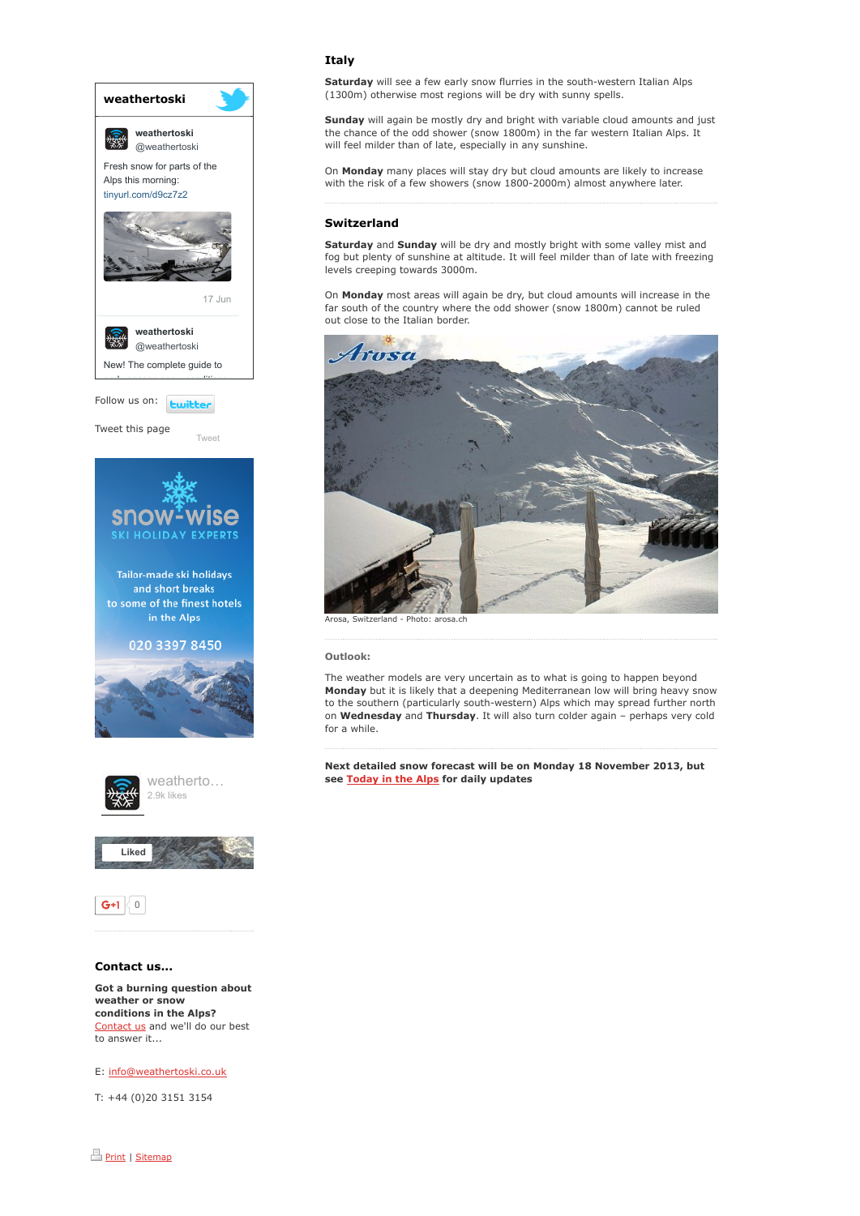## Italy

**Saturday** will see a few early snow flurries in the south-western Italian Alps (1300m) otherwise most regions will be dry with sunny spells.

**Sunday** will again be mostly dry and bright with variable cloud amounts and just the chance of the odd shower (snow 1800m) in the far western Italian Alps. It will feel milder than of late, especially in any sunshine.

On **Monday** many places will stay dry but cloud amounts are likely to increase with the risk of a few showers (snow 1800-2000m) almost anywhere later.

## Switzerland

**Saturday** and **Sunday** will be dry and mostly bright with some valley mist and fog but plenty of sunshine at altitude. It will feel milder than of late with freezing levels creeping towards 3000m.

On **Monday** most areas will again be dry, but cloud amounts will increase in the far south of the country where the odd shower (snow 1800m) cannot be ruled out close to the Italian border.

Arosa, Switzerland - Photo: arosa.ch

**Outlook:**

The weather models are very uncertain as to what is going to happen beyond **Monday** but it is likely that a deepening Mediterranean low will bring heavy snow to the southern (particularly south-western) Alps which may spread further north on **Wednesday** and **Thursday**. It will also turn colder again – perhaps very cold for a while.

**Next detailed snow forecast will be on Monday 18 November 2013, but see Today in the Alps for daily updates**

weathertoski

weathertoski @weathertoski

Fresh snow for parts of the Alps this morning: tinyurl.com/d9cz7z2

17 Jun

weathertoski @weathertoski

New! The complete guide to

Follow us on: twitter

Tweet this page

Tweet

snow-wise
SKI HOLIDAY EXPERTS

Tailor-made ski holidays and short breaks to some of the finest hotels in the Alps

020 3397 8450

weatherto...
2.9k likes

Liked

G+1 0

**Contact us...**

**Got a burning question about weather or snow conditions in the Alps?**
Contact us and we'll do our best to answer it...

E: info@weathertoski.co.uk

T: +44 (0)20 3151 3154

Print | Sitemap